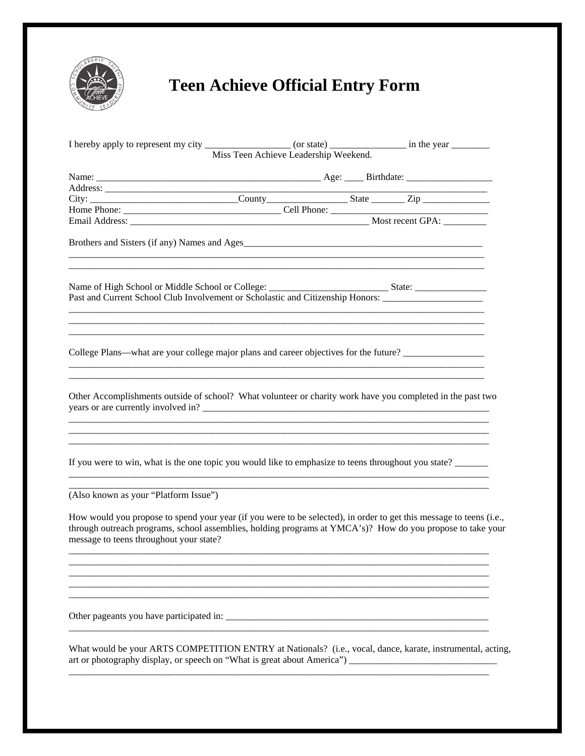# Teen Achieve Official Entry Form

I hereby apply to represent my city __________________ (or state) ________________ in the year ________
Miss Teen Achieve Leadership Weekend.

Name: ______________________________________________ Age: ____ Birthdate: __________________
Address: _____________________________________________________________________________
City: ______________________________County________________ State _______ Zip ______________
Home Phone: ________________________________ Cell Phone: ______________________________
Email Address: _________________________________________________ Most recent GPA: _________

Brothers and Sisters (if any) Names and Ages_____________________________________________________
_____________________________________________________________________________________
_____________________________________________________________________________________

Name of High School or Middle School or College: _________________________ State: _______________
Past and Current School Club Involvement or Scholastic and Citizenship Honors: _____________________
_____________________________________________________________________________________
_____________________________________________________________________________________
_____________________________________________________________________________________

College Plans—what are your college major plans and career objectives for the future? ________________
_____________________________________________________________________________________
_____________________________________________________________________________________

Other Accomplishments outside of school? What volunteer or charity work have you completed in the past two years or are currently involved in? ____________________________________________________________
_____________________________________________________________________________________
_____________________________________________________________________________________
_____________________________________________________________________________________

If you were to win, what is the one topic you would like to emphasize to teens throughout you state? _______
_____________________________________________________________________________________
_____________________________________________________________________________________
(Also known as your "Platform Issue")

How would you propose to spend your year (if you were to be selected), in order to get this message to teens (i.e., through outreach programs, school assemblies, holding programs at YMCA's)? How do you propose to take your message to teens throughout your state?
_____________________________________________________________________________________
_____________________________________________________________________________________
_____________________________________________________________________________________
_____________________________________________________________________________________
_____________________________________________________________________________________

Other pageants you have participated in: _______________________________________________________
_____________________________________________________________________________________

What would be your ARTS COMPETITION ENTRY at Nationals? (i.e., vocal, dance, karate, instrumental, acting, art or photography display, or speech on "What is great about America") _______________________________
_____________________________________________________________________________________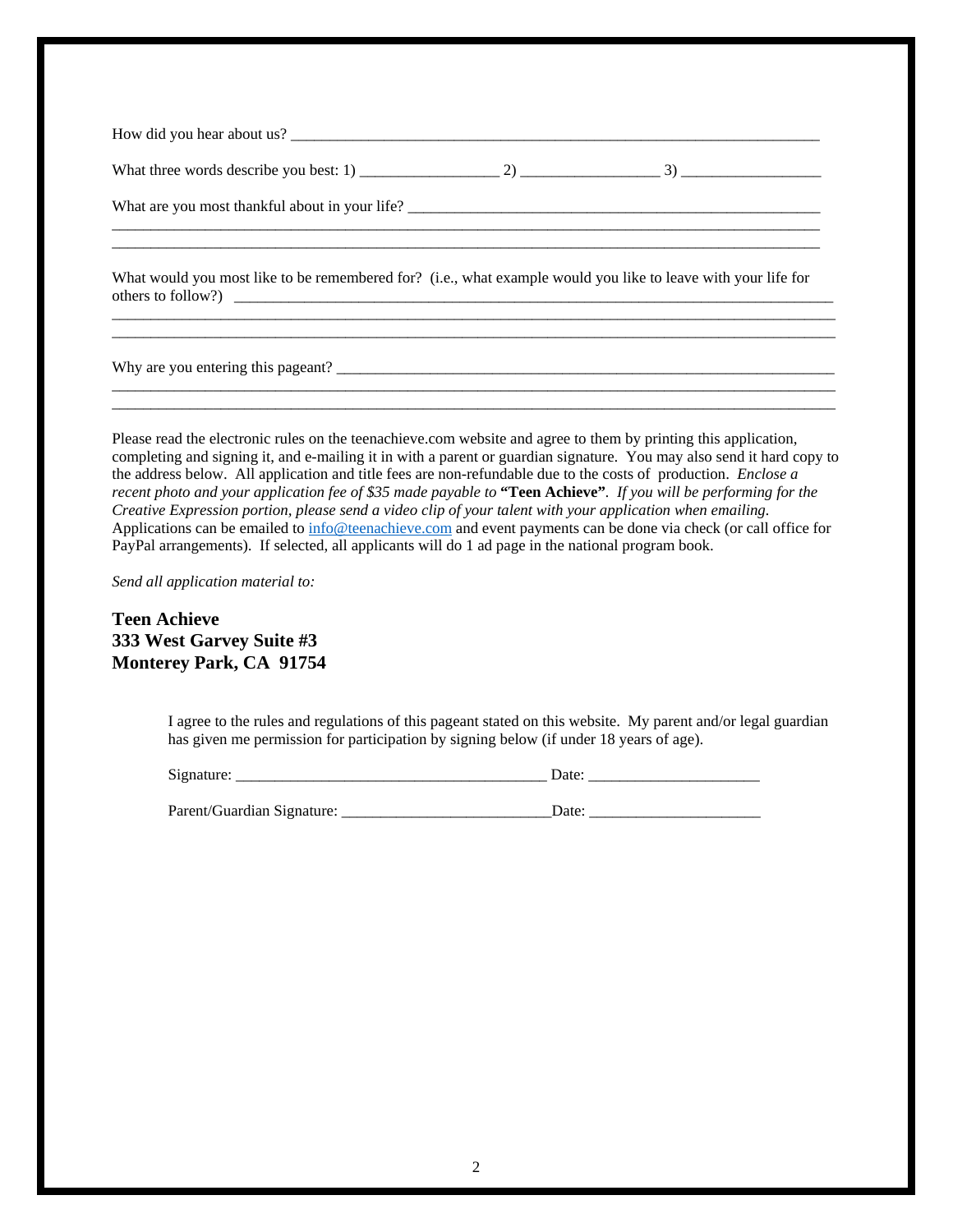How did you hear about us? ___________________________________________________________________

What three words describe you best: 1) _________________ 2) _________________ 3) _________________

What are you most thankful about in your life? ________________________________________________
____________________________________________________________________________________________
____________________________________________________________________________________________

What would you most like to be remembered for? (i.e., what example would you like to leave with your life for others to follow?) ______________________________________________________________________________
____________________________________________________________________________________________
____________________________________________________________________________________________

Why are you entering this pageant? __________________________________________________________
____________________________________________________________________________________________
____________________________________________________________________________________________

Please read the electronic rules on the teenachieve.com website and agree to them by printing this application, completing and signing it, and e-mailing it in with a parent or guardian signature. You may also send it hard copy to the address below. All application and title fees are non-refundable due to the costs of production. *Enclose a recent photo and your application fee of $35 made payable to* **"Teen Achieve"**. *If you will be performing for the Creative Expression portion, please send a video clip of your talent with your application when emailing.* Applications can be emailed to [info@teenachieve.com](mailto:info@teenachieve.com) and event payments can be done via check (or call office for PayPal arrangements). If selected, all applicants will do 1 ad page in the national program book.

*Send all application material to:*

**Teen Achieve**
**333 West Garvey Suite #3**
**Monterey Park, CA 91754**

I agree to the rules and regulations of this pageant stated on this website. My parent and/or legal guardian has given me permission for participation by signing below (if under 18 years of age).

Signature: _______________________________________ Date: _____________________

Parent/Guardian Signature: __________________________Date: _____________________